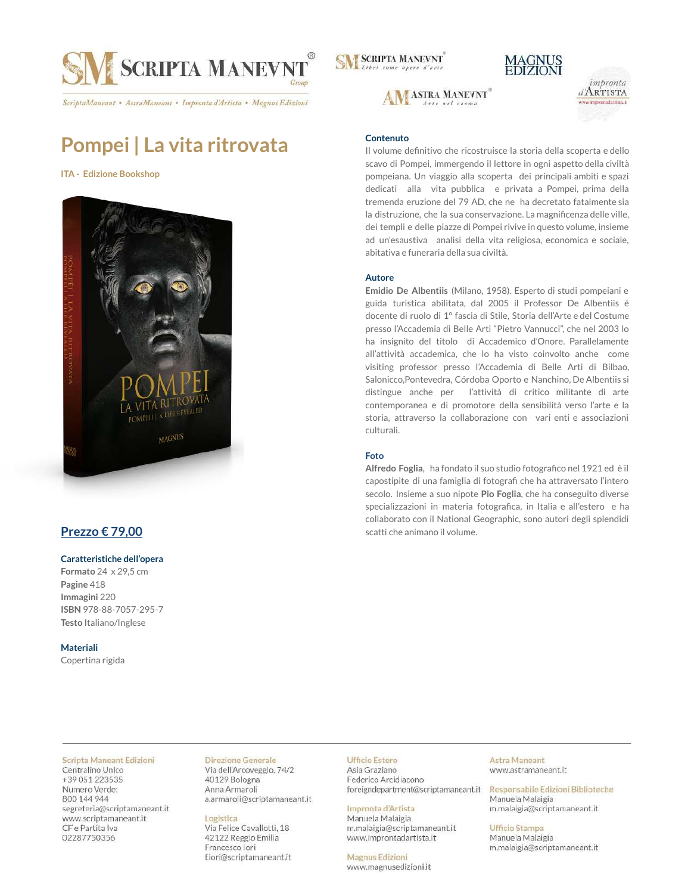# Pompei | La vita ritrovata

**ITA - Edizione Bookshop**

## Prezzo € 79,00

### Caratteristiche dell'opera

**Formato** 24 x 29,5 cm
**Pagine** 418
**Immagini** 220
**ISBN** 978-88-7057-295-7
**Testo** Italiano/Inglese

### Materiali

Copertina rigida

### Contenuto

Il volume definitivo che ricostruisce la storia della scoperta e dello scavo di Pompei, immergendo il lettore in ogni aspetto della civiltà pompeiana. Un viaggio alla scoperta dei principali ambiti e spazi dedicati alla vita pubblica e privata a Pompei, prima della tremenda eruzione del 79 AD, che ne ha decretato fatalmente sia la distruzione, che la sua conservazione. La magnificenza delle ville, dei templi e delle piazze di Pompei rivive in questo volume, insieme ad un'esaustiva analisi della vita religiosa, economica e sociale, abitativa e funeraria della sua civiltà.

### Autore

**Emidio De Albentiis** (Milano, 1958). Esperto di studi pompeiani e guida turistica abilitata, dal 2005 il Professor De Albentiis é docente di ruolo di 1° fascia di Stile, Storia dell'Arte e del Costume presso l'Accademia di Belle Arti "Pietro Vannucci", che nel 2003 lo ha insignito del titolo di Accademico d'Onore. Parallelamente all'attività accademica, che lo ha visto coinvolto anche come visiting professor presso l'Accademia di Belle Arti di Bilbao, Salonicco,Pontevedra, Córdoba Oporto e Nanchino, De Albentiis si distingue anche per l'attività di critico militante di arte contemporanea e di promotore della sensibilità verso l'arte e la storia, attraverso la collaborazione con vari enti e associazioni culturali.

### Foto

**Alfredo Foglia**, ha fondato il suo studio fotografico nel 1921 ed è il capostipite di una famiglia di fotografi che ha attraversato l'intero secolo. Insieme a suo nipote **Pio Foglia**, che ha conseguito diverse specializzazioni in materia fotografica, in Italia e all'estero e ha collaborato con il National Geographic, sono autori degli splendidi scatti che animano il volume.

---

**Scripta Maneant Edizioni**
Centralino Unico
+39 051 223535
Numero Verde:
800 144 944
segreteria@scriptamaneant.it
www.scriptamaneant.it
CF e Partita Iva
02287750356

**Direzione Generale**
Via dell'Arcoveggio, 74/2
40129 Bologna
Anna Armaroli
a.armaroli@scriptamaneant.it

**Logistica**
Via Felice Cavallotti, 18
42122 Reggio Emilia
Francesco Iori
f.iori@scriptamaneant.it

**Ufficio Estero**
Asia Graziano
Federico Arcidiacono
foreigndepartment@scriptamaneant.it

**Impronta d'Artista**
Manuela Malaigia
m.malaigia@scriptamaneant.it
www.improntadartista.it

**Magnus Edizioni**
www.magnusedizioni.it

**Astra Maneant**
www.astramaneant.it

**Responsabile Edizioni Biblioteche**
Manuela Malaigia
m.malaigia@scriptamaneant.it

**Ufficio Stampa**
Manuela Malaigia
m.malaigia@scriptamaneant.it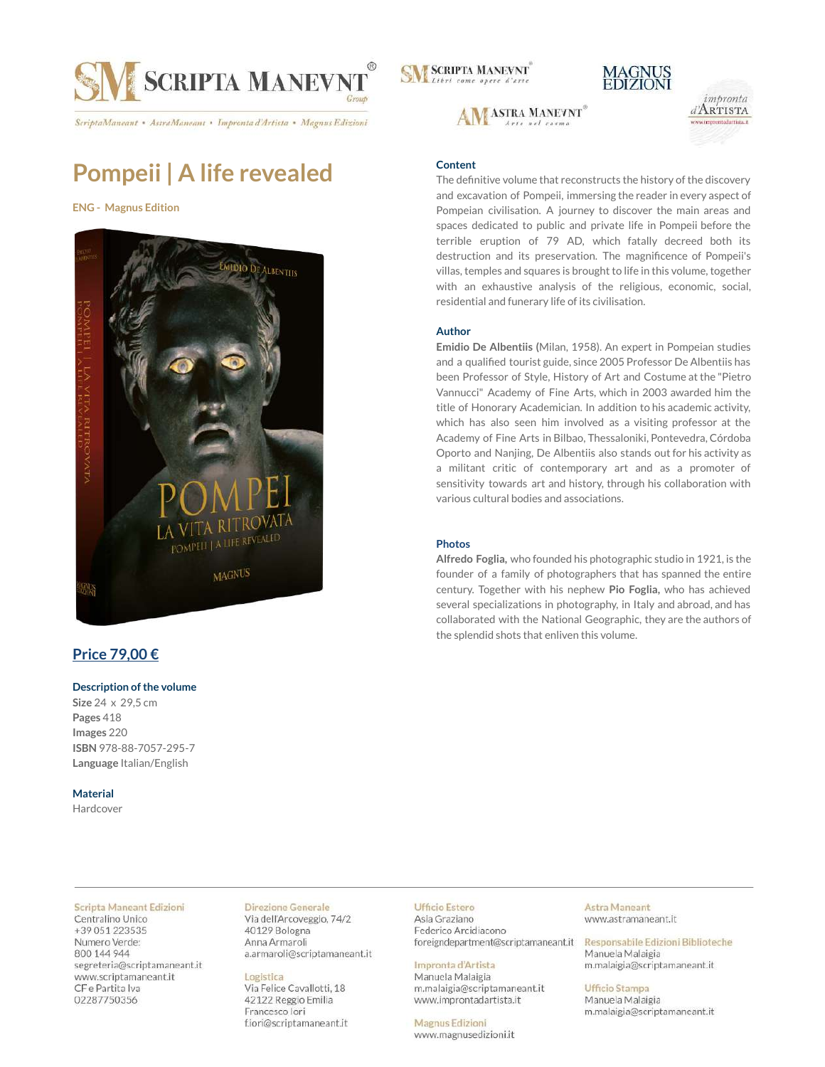# Pompeii | A life revealed

**ENG - Magnus Edition**

## Price 79,00 €

**Description of the volume**

**Size** 24 x 29,5 cm
**Pages** 418
**Images** 220
**ISBN** 978-88-7057-295-7
**Language** Italian/English

**Material**

Hardcover

**Content**

The definitive volume that reconstructs the history of the discovery and excavation of Pompeii, immersing the reader in every aspect of Pompeian civilisation. A journey to discover the main areas and spaces dedicated to public and private life in Pompeii before the terrible eruption of 79 AD, which fatally decreed both its destruction and its preservation. The magnificence of Pompeii's villas, temples and squares is brought to life in this volume, together with an exhaustive analysis of the religious, economic, social, residential and funerary life of its civilisation.

**Author**

**Emidio De Albentiis (**Milan, 1958). An expert in Pompeian studies and a qualified tourist guide, since 2005 Professor De Albentiis has been Professor of Style, History of Art and Costume at the "Pietro Vannucci" Academy of Fine Arts, which in 2003 awarded him the title of Honorary Academician. In addition to his academic activity, which has also seen him involved as a visiting professor at the Academy of Fine Arts in Bilbao, Thessaloniki, Pontevedra, Córdoba Oporto and Nanjing, De Albentiis also stands out for his activity as a militant critic of contemporary art and as a promoter of sensitivity towards art and history, through his collaboration with various cultural bodies and associations.

**Photos**

**Alfredo Foglia,** who founded his photographic studio in 1921, is the founder of a family of photographers that has spanned the entire century. Together with his nephew **Pio Foglia,** who has achieved several specializations in photography, in Italy and abroad, and has collaborated with the National Geographic, they are the authors of the splendid shots that enliven this volume.

---

**Scripta Maneant Edizioni**
Centralino Unico
+39 051 223535
Numero Verde:
800 144 944
segreteria@scriptamaneant.it
www.scriptamaneant.it
CF e Partita Iva
02287750356

**Direzione Generale**
Via dell'Arcoveggio, 74/2
40129 Bologna
Anna Armaroli
a.armaroli@scriptamaneant.it

**Logistica**
Via Felice Cavallotti, 18
42122 Reggio Emilia
Francesco Iori
f.iori@scriptamaneant.it

**Ufficio Estero**
Asia Graziano
Federico Arcidiacono
foreigndepartment@scriptamaneant.it

**Impronta d'Artista**
Manuela Malaigia
m.malaigia@scriptamaneant.it
www.improntadartista.it

**Magnus Edizioni**
www.magnusedizioni.it

**Astra Maneant**
www.astramaneant.it

**Responsabile Edizioni Biblioteche**
Manuela Malaigia
m.malaigia@scriptamaneant.it

**Ufficio Stampa**
Manuela Malaigia
m.malaigia@scriptamaneant.it